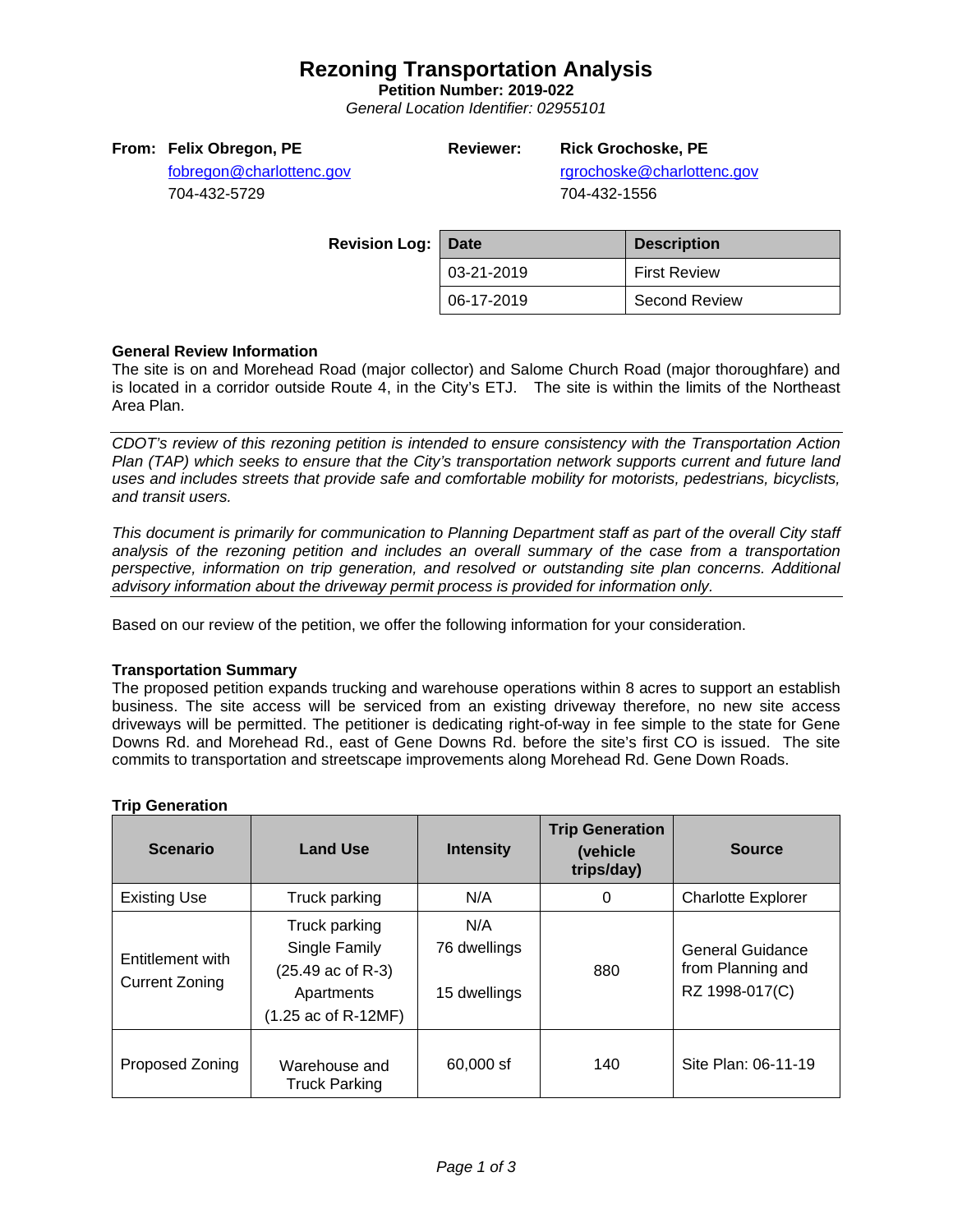# Rezoning Transportation Analysis

**Petition Number: 2019-022**

*General Location Identifier: 02955101*

**From:** **Felix Obregon, PE**
fobregon@charlottenc.gov
704-432-5729

**Reviewer:** **Rick Grochoske, PE**
rgrochoske@charlottenc.gov
704-432-1556

**Revision Log:**

| Date | Description |
| --- | --- |
| 03-21-2019 | First Review |
| 06-17-2019 | Second Review |

**General Review Information**

The site is on and Morehead Road (major collector) and Salome Church Road (major thoroughfare) and is located in a corridor outside Route 4, in the City's ETJ. The site is within the limits of the Northeast Area Plan.

*CDOT's review of this rezoning petition is intended to ensure consistency with the Transportation Action Plan (TAP) which seeks to ensure that the City's transportation network supports current and future land uses and includes streets that provide safe and comfortable mobility for motorists, pedestrians, bicyclists, and transit users.*

*This document is primarily for communication to Planning Department staff as part of the overall City staff analysis of the rezoning petition and includes an overall summary of the case from a transportation perspective, information on trip generation, and resolved or outstanding site plan concerns. Additional advisory information about the driveway permit process is provided for information only.*

Based on our review of the petition, we offer the following information for your consideration.

**Transportation Summary**

The proposed petition expands trucking and warehouse operations within 8 acres to support an establish business. The site access will be serviced from an existing driveway therefore, no new site access driveways will be permitted. The petitioner is dedicating right-of-way in fee simple to the state for Gene Downs Rd. and Morehead Rd., east of Gene Downs Rd. before the site's first CO is issued. The site commits to transportation and streetscape improvements along Morehead Rd. Gene Down Roads.

**Trip Generation**

| Scenario | Land Use | Intensity | Trip Generation (vehicle trips/day) | Source |
| --- | --- | --- | --- | --- |
| Existing Use | Truck parking | N/A | 0 | Charlotte Explorer |
| Entitlement with Current Zoning | Truck parking<br>Single Family<br>(25.49 ac of R-3)<br>Apartments<br>(1.25 ac of R-12MF) | N/A<br>76 dwellings<br><br>15 dwellings | 880 | General Guidance from Planning and RZ 1998-017(C) |
| Proposed Zoning | Warehouse and Truck Parking | 60,000 sf | 140 | Site Plan: 06-11-19 |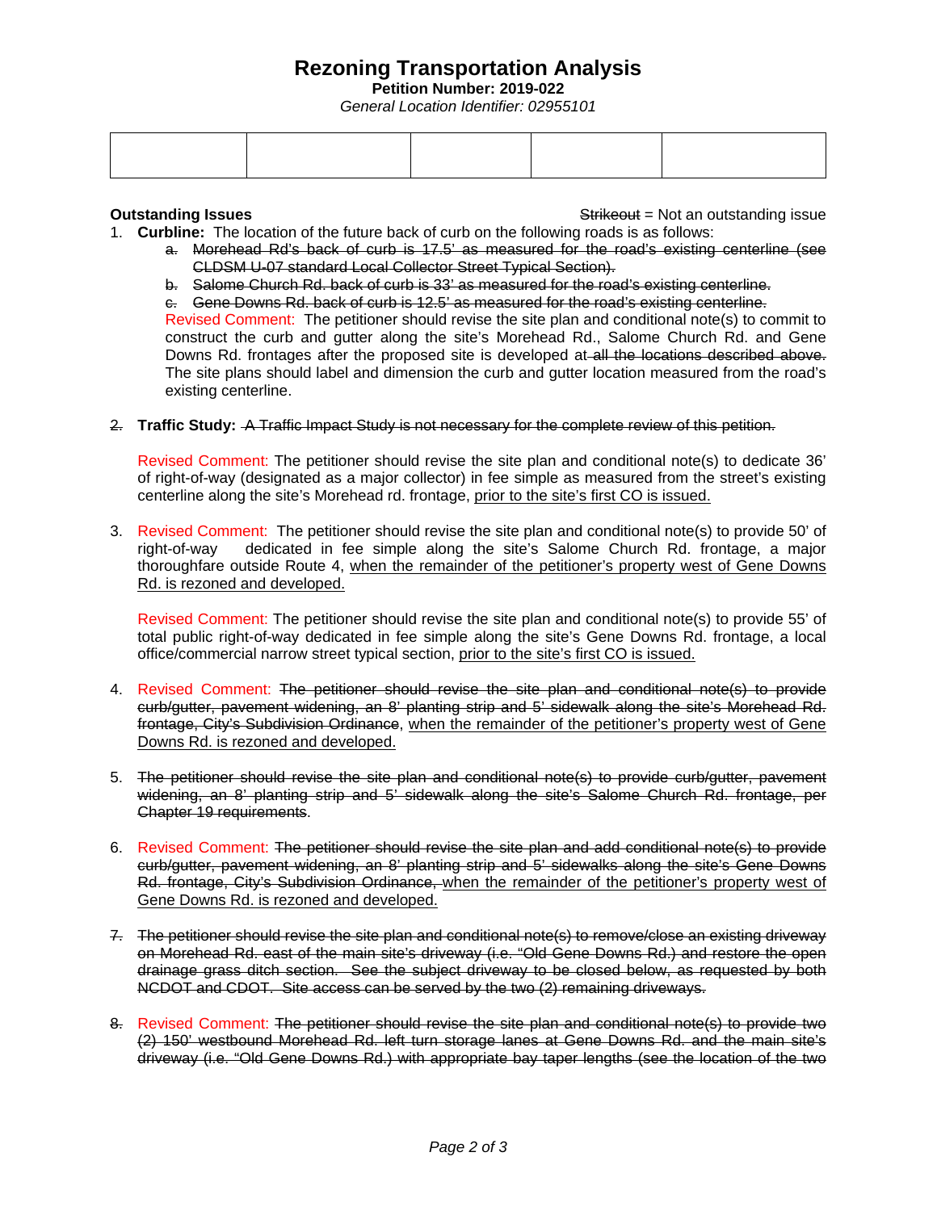# Rezoning Transportation Analysis

**Petition Number: 2019-022**

*General Location Identifier: 02955101*

| | | | | |
|---|---|---|---|---|
| | | | | |

**Outstanding Issues** ~~Strikeout~~ = Not an outstanding issue

1. **Curbline:** The location of the future back of curb on the following roads is as follows:
   a. ~~Morehead Rd's back of curb is 17.5' as measured for the road's existing centerline (see CLDSM U-07 standard Local Collector Street Typical Section).~~
   b. ~~Salome Church Rd. back of curb is 33' as measured for the road's existing centerline.~~
   c. ~~Gene Downs Rd. back of curb is 12.5' as measured for the road's existing centerline.~~

   Revised Comment: The petitioner should revise the site plan and conditional note(s) to commit to construct the curb and gutter along the site's Morehead Rd., Salome Church Rd. and Gene Downs Rd. frontages after the proposed site is developed at~~ all the locations described above.~~ The site plans should label and dimension the curb and gutter location measured from the road's existing centerline.

2. **Traffic Study:** ~~A Traffic Impact Study is not necessary for the complete review of this petition.~~

   Revised Comment: The petitioner should revise the site plan and conditional note(s) to dedicate 36' of right-of-way (designated as a major collector) in fee simple as measured from the street's existing centerline along the site's Morehead rd. frontage, <u>prior to the site's first CO is issued.</u>

3. Revised Comment: The petitioner should revise the site plan and conditional note(s) to provide 50' of right-of-way dedicated in fee simple along the site's Salome Church Rd. frontage, a major thoroughfare outside Route 4, <u>when the remainder of the petitioner's property west of Gene Downs Rd. is rezoned and developed.</u>

   Revised Comment: The petitioner should revise the site plan and conditional note(s) to provide 55' of total public right-of-way dedicated in fee simple along the site's Gene Downs Rd. frontage, a local office/commercial narrow street typical section, <u>prior to the site's first CO is issued.</u>

4. Revised Comment: ~~The petitioner should revise the site plan and conditional note(s) to provide curb/gutter, pavement widening, an 8' planting strip and 5' sidewalk along the site's Morehead Rd. frontage, City's Subdivision Ordinance~~, <u>when the remainder of the petitioner's property west of Gene Downs Rd. is rezoned and developed.</u>

5. ~~The petitioner should revise the site plan and conditional note(s) to provide curb/gutter, pavement widening, an 8' planting strip and 5' sidewalk along the site's Salome Church Rd. frontage, per Chapter 19 requirements~~.

6. Revised Comment: ~~The petitioner should revise the site plan and add conditional note(s) to provide curb/gutter, pavement widening, an 8' planting strip and 5' sidewalks along the site's Gene Downs Rd. frontage, City's Subdivision Ordinance,~~ <u>when the remainder of the petitioner's property west of Gene Downs Rd. is rezoned and developed.</u>

7. ~~The petitioner should revise the site plan and conditional note(s) to remove/close an existing driveway on Morehead Rd. east of the main site's driveway (i.e. "Old Gene Downs Rd.) and restore the open drainage grass ditch section. See the subject driveway to be closed below, as requested by both NCDOT and CDOT. Site access can be served by the two (2) remaining driveways.~~

8. Revised Comment: ~~The petitioner should revise the site plan and conditional note(s) to provide two (2) 150' westbound Morehead Rd. left turn storage lanes at Gene Downs Rd. and the main site's driveway (i.e. "Old Gene Downs Rd.) with appropriate bay taper lengths (see the location of the two~~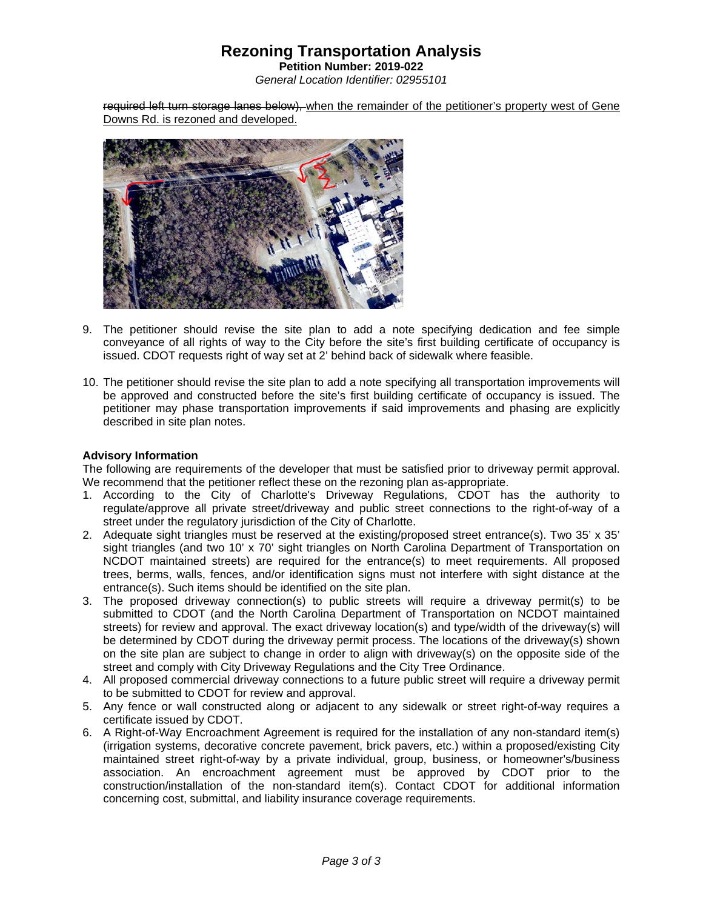# Rezoning Transportation Analysis

**Petition Number: 2019-022**

*General Location Identifier: 02955101*

~~required left turn storage lanes below),~~ <u>when the remainder of the petitioner's property west of Gene Downs Rd. is rezoned and developed.</u>

9. The petitioner should revise the site plan to add a note specifying dedication and fee simple conveyance of all rights of way to the City before the site's first building certificate of occupancy is issued. CDOT requests right of way set at 2' behind back of sidewalk where feasible.

10. The petitioner should revise the site plan to add a note specifying all transportation improvements will be approved and constructed before the site's first building certificate of occupancy is issued. The petitioner may phase transportation improvements if said improvements and phasing are explicitly described in site plan notes.

**Advisory Information**

The following are requirements of the developer that must be satisfied prior to driveway permit approval. We recommend that the petitioner reflect these on the rezoning plan as-appropriate.

1. According to the City of Charlotte's Driveway Regulations, CDOT has the authority to regulate/approve all private street/driveway and public street connections to the right-of-way of a street under the regulatory jurisdiction of the City of Charlotte.
2. Adequate sight triangles must be reserved at the existing/proposed street entrance(s). Two 35' x 35' sight triangles (and two 10' x 70' sight triangles on North Carolina Department of Transportation on NCDOT maintained streets) are required for the entrance(s) to meet requirements. All proposed trees, berms, walls, fences, and/or identification signs must not interfere with sight distance at the entrance(s). Such items should be identified on the site plan.
3. The proposed driveway connection(s) to public streets will require a driveway permit(s) to be submitted to CDOT (and the North Carolina Department of Transportation on NCDOT maintained streets) for review and approval. The exact driveway location(s) and type/width of the driveway(s) will be determined by CDOT during the driveway permit process. The locations of the driveway(s) shown on the site plan are subject to change in order to align with driveway(s) on the opposite side of the street and comply with City Driveway Regulations and the City Tree Ordinance.
4. All proposed commercial driveway connections to a future public street will require a driveway permit to be submitted to CDOT for review and approval.
5. Any fence or wall constructed along or adjacent to any sidewalk or street right-of-way requires a certificate issued by CDOT.
6. A Right-of-Way Encroachment Agreement is required for the installation of any non-standard item(s) (irrigation systems, decorative concrete pavement, brick pavers, etc.) within a proposed/existing City maintained street right-of-way by a private individual, group, business, or homeowner's/business association. An encroachment agreement must be approved by CDOT prior to the construction/installation of the non-standard item(s). Contact CDOT for additional information concerning cost, submittal, and liability insurance coverage requirements.